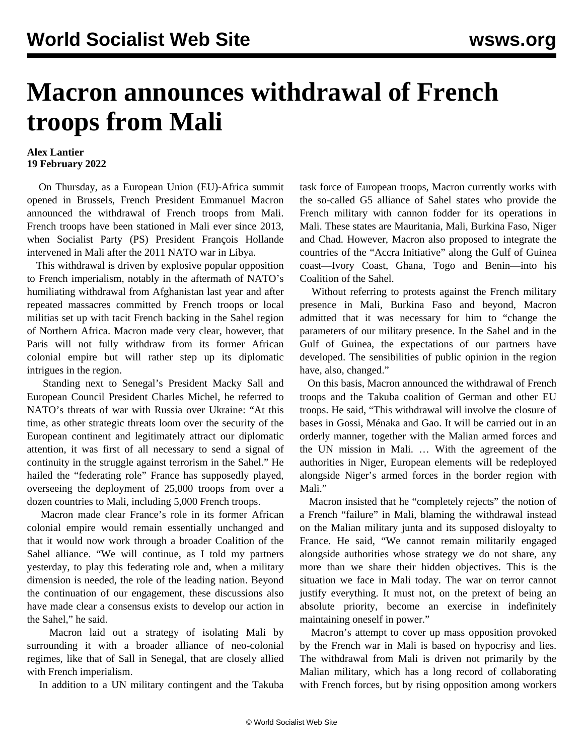# Macron announces withdrawal of French troops from Mali

**Alex Lantier**
**19 February 2022**

On Thursday, as a European Union (EU)-Africa summit opened in Brussels, French President Emmanuel Macron announced the withdrawal of French troops from Mali. French troops have been stationed in Mali ever since 2013, when Socialist Party (PS) President François Hollande intervened in Mali after the 2011 NATO war in Libya.

This withdrawal is driven by explosive popular opposition to French imperialism, notably in the aftermath of NATO's humiliating withdrawal from Afghanistan last year and after repeated massacres committed by French troops or local militias set up with tacit French backing in the Sahel region of Northern Africa. Macron made very clear, however, that Paris will not fully withdraw from its former African colonial empire but will rather step up its diplomatic intrigues in the region.

Standing next to Senegal's President Macky Sall and European Council President Charles Michel, he referred to NATO's threats of war with Russia over Ukraine: "At this time, as other strategic threats loom over the security of the European continent and legitimately attract our diplomatic attention, it was first of all necessary to send a signal of continuity in the struggle against terrorism in the Sahel." He hailed the "federating role" France has supposedly played, overseeing the deployment of 25,000 troops from over a dozen countries to Mali, including 5,000 French troops.

Macron made clear France's role in its former African colonial empire would remain essentially unchanged and that it would now work through a broader Coalition of the Sahel alliance. "We will continue, as I told my partners yesterday, to play this federating role and, when a military dimension is needed, the role of the leading nation. Beyond the continuation of our engagement, these discussions also have made clear a consensus exists to develop our action in the Sahel," he said.

Macron laid out a strategy of isolating Mali by surrounding it with a broader alliance of neo-colonial regimes, like that of Sall in Senegal, that are closely allied with French imperialism.

In addition to a UN military contingent and the Takuba task force of European troops, Macron currently works with the so-called G5 alliance of Sahel states who provide the French military with cannon fodder for its operations in Mali. These states are Mauritania, Mali, Burkina Faso, Niger and Chad. However, Macron also proposed to integrate the countries of the "Accra Initiative" along the Gulf of Guinea coast—Ivory Coast, Ghana, Togo and Benin—into his Coalition of the Sahel.

Without referring to protests against the French military presence in Mali, Burkina Faso and beyond, Macron admitted that it was necessary for him to "change the parameters of our military presence. In the Sahel and in the Gulf of Guinea, the expectations of our partners have developed. The sensibilities of public opinion in the region have, also, changed."

On this basis, Macron announced the withdrawal of French troops and the Takuba coalition of German and other EU troops. He said, "This withdrawal will involve the closure of bases in Gossi, Ménaka and Gao. It will be carried out in an orderly manner, together with the Malian armed forces and the UN mission in Mali. … With the agreement of the authorities in Niger, European elements will be redeployed alongside Niger's armed forces in the border region with Mali."

Macron insisted that he "completely rejects" the notion of a French "failure" in Mali, blaming the withdrawal instead on the Malian military junta and its supposed disloyalty to France. He said, "We cannot remain militarily engaged alongside authorities whose strategy we do not share, any more than we share their hidden objectives. This is the situation we face in Mali today. The war on terror cannot justify everything. It must not, on the pretext of being an absolute priority, become an exercise in indefinitely maintaining oneself in power."

Macron's attempt to cover up mass opposition provoked by the French war in Mali is based on hypocrisy and lies. The withdrawal from Mali is driven not primarily by the Malian military, which has a long record of collaborating with French forces, but by rising opposition among workers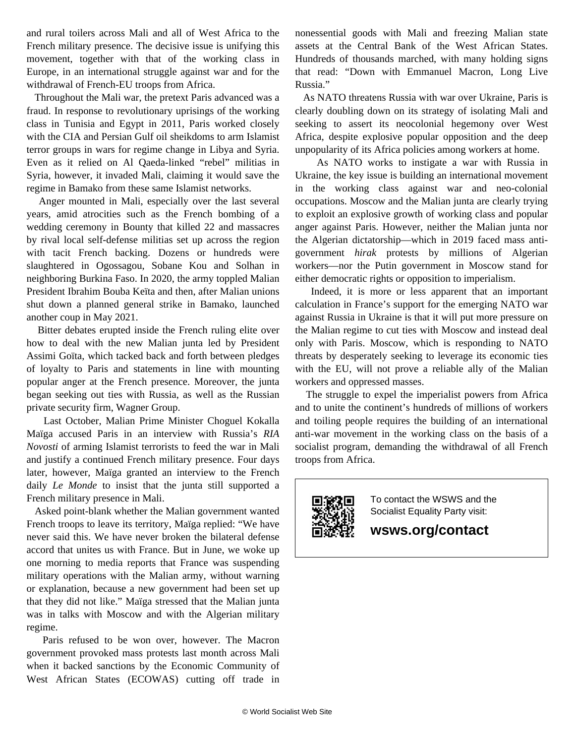and rural toilers across Mali and all of West Africa to the French military presence. The decisive issue is unifying this movement, together with that of the working class in Europe, in an international struggle against war and for the withdrawal of French-EU troops from Africa.

Throughout the Mali war, the pretext Paris advanced was a fraud. In response to revolutionary uprisings of the working class in Tunisia and Egypt in 2011, Paris worked closely with the CIA and Persian Gulf oil sheikdoms to arm Islamist terror groups in wars for regime change in Libya and Syria. Even as it relied on Al Qaeda-linked "rebel" militias in Syria, however, it invaded Mali, claiming it would save the regime in Bamako from these same Islamist networks.

Anger mounted in Mali, especially over the last several years, amid atrocities such as the French bombing of a wedding ceremony in Bounty that killed 22 and massacres by rival local self-defense militias set up across the region with tacit French backing. Dozens or hundreds were slaughtered in Ogossagou, Sobane Kou and Solhan in neighboring Burkina Faso. In 2020, the army toppled Malian President Ibrahim Bouba Keïta and then, after Malian unions shut down a planned general strike in Bamako, launched another coup in May 2021.

Bitter debates erupted inside the French ruling elite over how to deal with the new Malian junta led by President Assimi Goïta, which tacked back and forth between pledges of loyalty to Paris and statements in line with mounting popular anger at the French presence. Moreover, the junta began seeking out ties with Russia, as well as the Russian private security firm, Wagner Group.

Last October, Malian Prime Minister Choguel Kokalla Maïga accused Paris in an interview with Russia's *RIA Novosti* of arming Islamist terrorists to feed the war in Mali and justify a continued French military presence. Four days later, however, Maïga granted an interview to the French daily *Le Monde* to insist that the junta still supported a French military presence in Mali.

Asked point-blank whether the Malian government wanted French troops to leave its territory, Maïga replied: "We have never said this. We have never broken the bilateral defense accord that unites us with France. But in June, we woke up one morning to media reports that France was suspending military operations with the Malian army, without warning or explanation, because a new government had been set up that they did not like." Maïga stressed that the Malian junta was in talks with Moscow and with the Algerian military regime.

Paris refused to be won over, however. The Macron government provoked mass protests last month across Mali when it backed sanctions by the Economic Community of West African States (ECOWAS) cutting off trade in nonessential goods with Mali and freezing Malian state assets at the Central Bank of the West African States. Hundreds of thousands marched, with many holding signs that read: "Down with Emmanuel Macron, Long Live Russia."

As NATO threatens Russia with war over Ukraine, Paris is clearly doubling down on its strategy of isolating Mali and seeking to assert its neocolonial hegemony over West Africa, despite explosive popular opposition and the deep unpopularity of its Africa policies among workers at home.

As NATO works to instigate a war with Russia in Ukraine, the key issue is building an international movement in the working class against war and neo-colonial occupations. Moscow and the Malian junta are clearly trying to exploit an explosive growth of working class and popular anger against Paris. However, neither the Malian junta nor the Algerian dictatorship—which in 2019 faced mass anti-government *hirak* protests by millions of Algerian workers—nor the Putin government in Moscow stand for either democratic rights or opposition to imperialism.

Indeed, it is more or less apparent that an important calculation in France's support for the emerging NATO war against Russia in Ukraine is that it will put more pressure on the Malian regime to cut ties with Moscow and instead deal only with Paris. Moscow, which is responding to NATO threats by desperately seeking to leverage its economic ties with the EU, will not prove a reliable ally of the Malian workers and oppressed masses.

The struggle to expel the imperialist powers from Africa and to unite the continent's hundreds of millions of workers and toiling people requires the building of an international anti-war movement in the working class on the basis of a socialist program, demanding the withdrawal of all French troops from Africa.

To contact the WSWS and the Socialist Equality Party visit:

**wsws.org/contact**